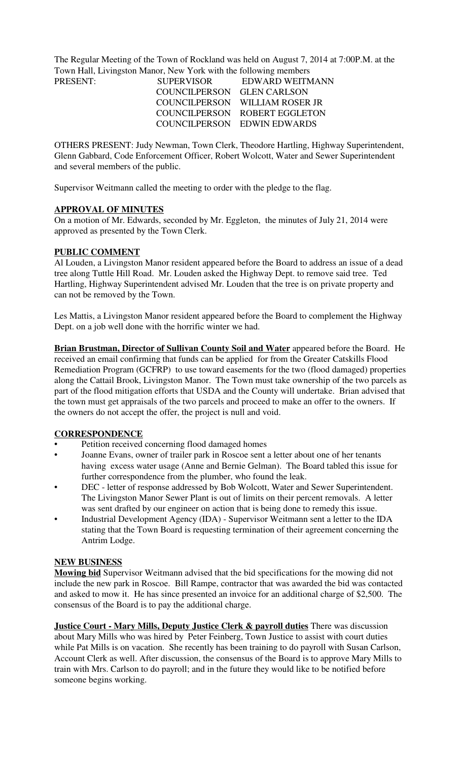The Regular Meeting of the Town of Rockland was held on August 7, 2014 at 7:00P.M. at the Town Hall, Livingston Manor, New York with the following members

| PRESENT: | SUPERVISOR | EDWARD WEITMANN |
|---|---|---|
| | COUNCILPERSON | GLEN CARLSON |
| | COUNCILPERSON | WILLIAM ROSER JR |
| | COUNCILPERSON | ROBERT EGGLETON |
| | COUNCILPERSON | EDWIN EDWARDS |

OTHERS PRESENT: Judy Newman, Town Clerk, Theodore Hartling, Highway Superintendent, Glenn Gabbard, Code Enforcement Officer, Robert Wolcott, Water and Sewer Superintendent and several members of the public.

Supervisor Weitmann called the meeting to order with the pledge to the flag.

**APPROVAL OF MINUTES**

On a motion of Mr. Edwards, seconded by Mr. Eggleton, the minutes of July 21, 2014 were approved as presented by the Town Clerk.

**PUBLIC COMMENT**

Al Louden, a Livingston Manor resident appeared before the Board to address an issue of a dead tree along Tuttle Hill Road. Mr. Louden asked the Highway Dept. to remove said tree. Ted Hartling, Highway Superintendent advised Mr. Louden that the tree is on private property and can not be removed by the Town.

Les Mattis, a Livingston Manor resident appeared before the Board to complement the Highway Dept. on a job well done with the horrific winter we had.

**Brian Brustman, Director of Sullivan County Soil and Water** appeared before the Board. He received an email confirming that funds can be applied for from the Greater Catskills Flood Remediation Program (GCFRP) to use toward easements for the two (flood damaged) properties along the Cattail Brook, Livingston Manor. The Town must take ownership of the two parcels as part of the flood mitigation efforts that USDA and the County will undertake. Brian advised that the town must get appraisals of the two parcels and proceed to make an offer to the owners. If the owners do not accept the offer, the project is null and void.

**CORRESPONDENCE**

- Petition received concerning flood damaged homes
- Joanne Evans, owner of trailer park in Roscoe sent a letter about one of her tenants having excess water usage (Anne and Bernie Gelman). The Board tabled this issue for further correspondence from the plumber, who found the leak.
- DEC - letter of response addressed by Bob Wolcott, Water and Sewer Superintendent. The Livingston Manor Sewer Plant is out of limits on their percent removals. A letter was sent drafted by our engineer on action that is being done to remedy this issue.
- Industrial Development Agency (IDA) - Supervisor Weitmann sent a letter to the IDA stating that the Town Board is requesting termination of their agreement concerning the Antrim Lodge.

**NEW BUSINESS**

**Mowing bid** Supervisor Weitmann advised that the bid specifications for the mowing did not include the new park in Roscoe. Bill Rampe, contractor that was awarded the bid was contacted and asked to mow it. He has since presented an invoice for an additional charge of $2,500. The consensus of the Board is to pay the additional charge.

**Justice Court - Mary Mills, Deputy Justice Clerk & payroll duties** There was discussion about Mary Mills who was hired by Peter Feinberg, Town Justice to assist with court duties while Pat Mills is on vacation. She recently has been training to do payroll with Susan Carlson, Account Clerk as well. After discussion, the consensus of the Board is to approve Mary Mills to train with Mrs. Carlson to do payroll; and in the future they would like to be notified before someone begins working.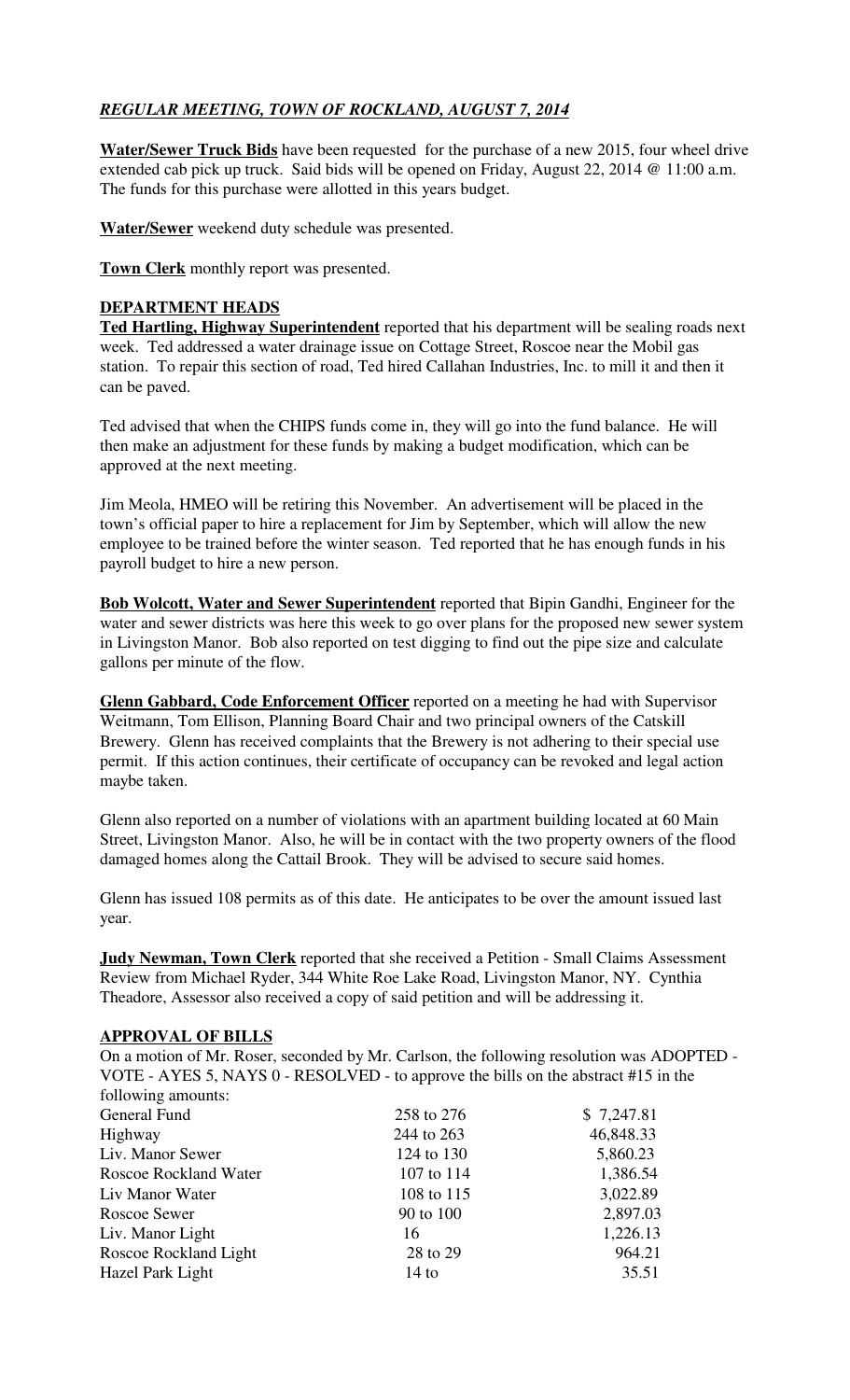## *REGULAR MEETING, TOWN OF ROCKLAND, AUGUST 7, 2014*

**Water/Sewer Truck Bids** have been requested for the purchase of a new 2015, four wheel drive extended cab pick up truck. Said bids will be opened on Friday, August 22, 2014 @ 11:00 a.m. The funds for this purchase were allotted in this years budget.

**Water/Sewer** weekend duty schedule was presented.

**Town Clerk** monthly report was presented.

### DEPARTMENT HEADS

**Ted Hartling, Highway Superintendent** reported that his department will be sealing roads next week. Ted addressed a water drainage issue on Cottage Street, Roscoe near the Mobil gas station. To repair this section of road, Ted hired Callahan Industries, Inc. to mill it and then it can be paved.

Ted advised that when the CHIPS funds come in, they will go into the fund balance. He will then make an adjustment for these funds by making a budget modification, which can be approved at the next meeting.

Jim Meola, HMEO will be retiring this November. An advertisement will be placed in the town's official paper to hire a replacement for Jim by September, which will allow the new employee to be trained before the winter season. Ted reported that he has enough funds in his payroll budget to hire a new person.

**Bob Wolcott, Water and Sewer Superintendent** reported that Bipin Gandhi, Engineer for the water and sewer districts was here this week to go over plans for the proposed new sewer system in Livingston Manor. Bob also reported on test digging to find out the pipe size and calculate gallons per minute of the flow.

**Glenn Gabbard, Code Enforcement Officer** reported on a meeting he had with Supervisor Weitmann, Tom Ellison, Planning Board Chair and two principal owners of the Catskill Brewery. Glenn has received complaints that the Brewery is not adhering to their special use permit. If this action continues, their certificate of occupancy can be revoked and legal action maybe taken.

Glenn also reported on a number of violations with an apartment building located at 60 Main Street, Livingston Manor. Also, he will be in contact with the two property owners of the flood damaged homes along the Cattail Brook. They will be advised to secure said homes.

Glenn has issued 108 permits as of this date. He anticipates to be over the amount issued last year.

**Judy Newman, Town Clerk** reported that she received a Petition - Small Claims Assessment Review from Michael Ryder, 344 White Roe Lake Road, Livingston Manor, NY. Cynthia Theadore, Assessor also received a copy of said petition and will be addressing it.

### APPROVAL OF BILLS

On a motion of Mr. Roser, seconded by Mr. Carlson, the following resolution was ADOPTED - VOTE - AYES 5, NAYS 0 - RESOLVED - to approve the bills on the abstract #15 in the following amounts:

| | | |
|---|---|---|
| General Fund | 258 to 276 | $ 7,247.81 |
| Highway | 244 to 263 | 46,848.33 |
| Liv. Manor Sewer | 124 to 130 | 5,860.23 |
| Roscoe Rockland Water | 107 to 114 | 1,386.54 |
| Liv Manor Water | 108 to 115 | 3,022.89 |
| Roscoe Sewer | 90 to 100 | 2,897.03 |
| Liv. Manor Light | 16 | 1,226.13 |
| Roscoe Rockland Light | 28 to 29 | 964.21 |
| Hazel Park Light | 14 to | 35.51 |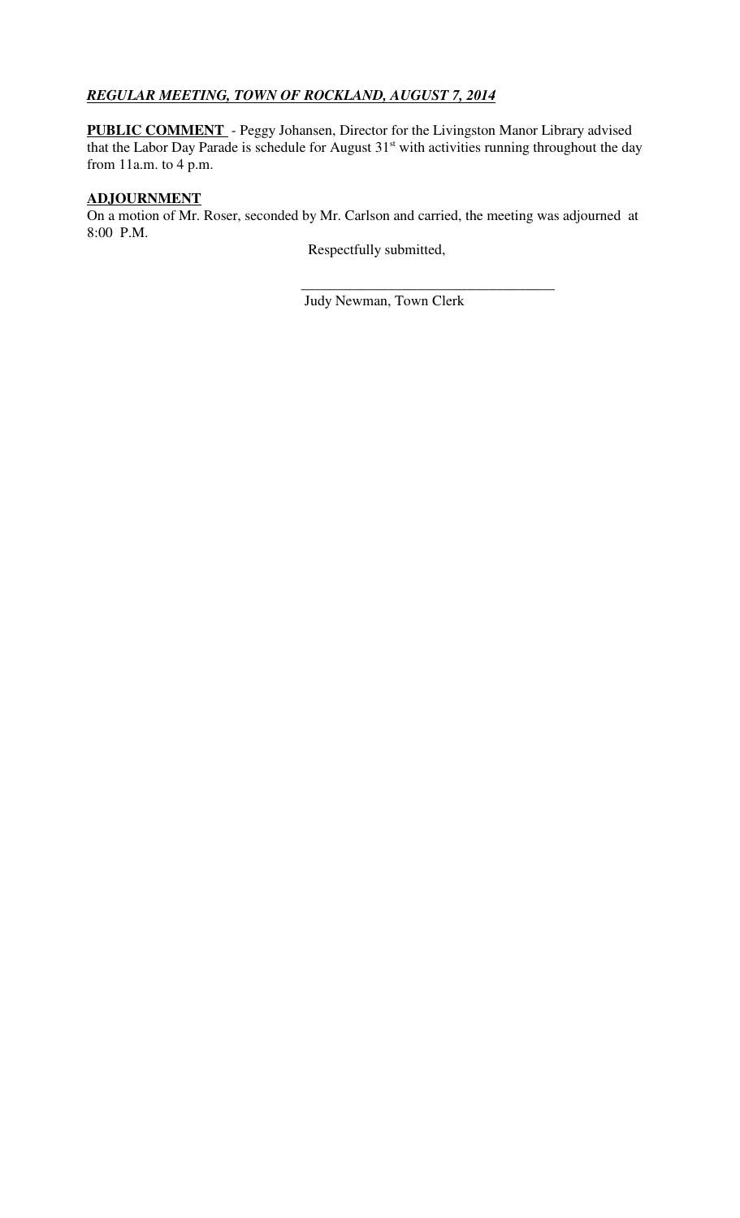***REGULAR MEETING, TOWN OF ROCKLAND, AUGUST 7, 2014***

**PUBLIC COMMENT** - Peggy Johansen, Director for the Livingston Manor Library advised that the Labor Day Parade is schedule for August 31st with activities running throughout the day from 11a.m. to 4 p.m.

**ADJOURNMENT**

On a motion of Mr. Roser, seconded by Mr. Carlson and carried, the meeting was adjourned at 8:00 P.M.

Respectfully submitted,

___________________________________

Judy Newman, Town Clerk